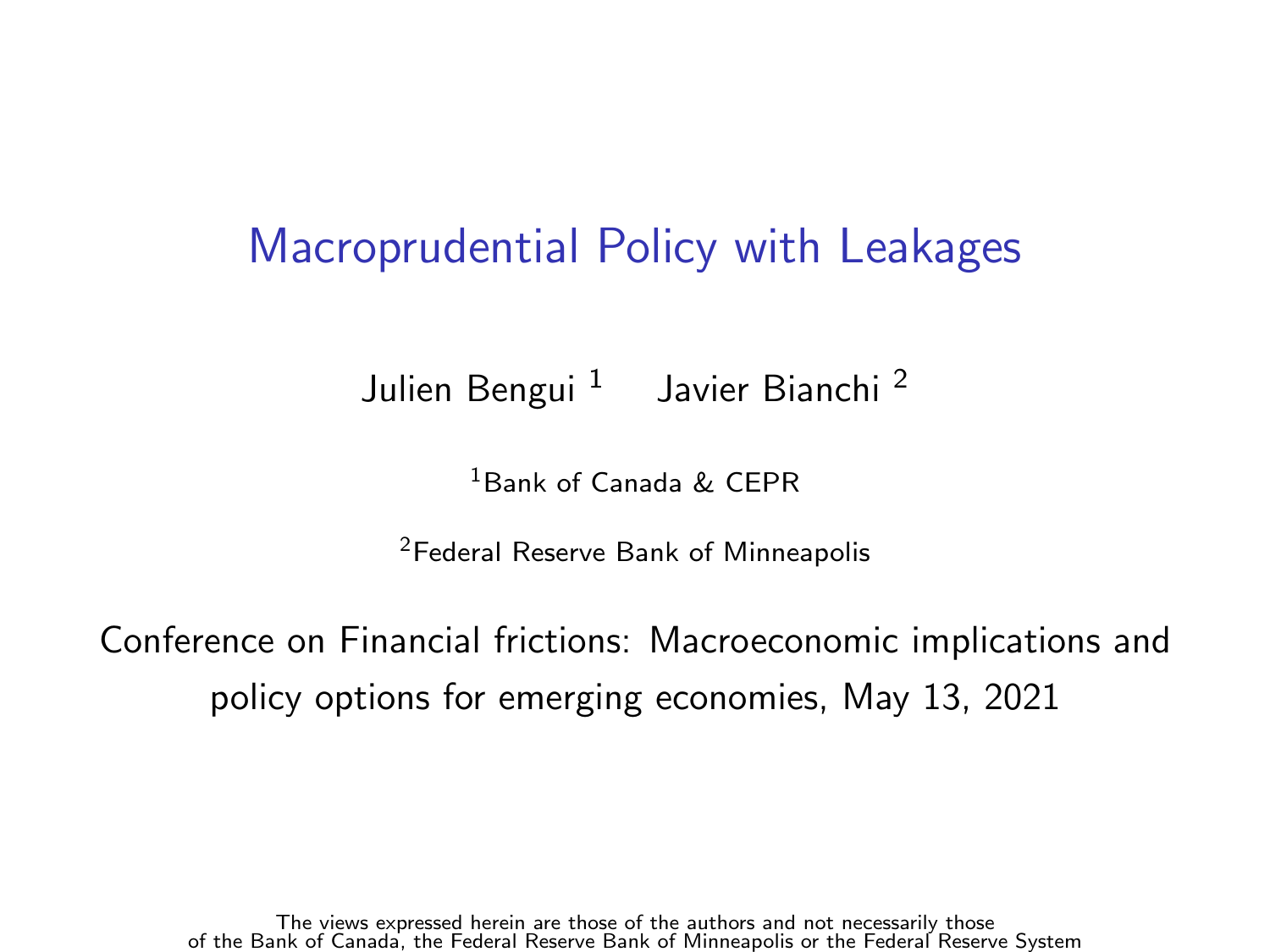# Macroprudential Policy with Leakages

Julien Bengui [1] Javier Bianchi [2]

[1] Bank of Canada & CEPR

[2] Federal Reserve Bank of Minneapolis

Conference on Financial frictions: Macroeconomic implications and policy options for emerging economies, May 13, 2021

The views expressed herein are those of the authors and not necessarily those of the Bank of Canada, the Federal Reserve Bank of Minneapolis or the Federal Reserve System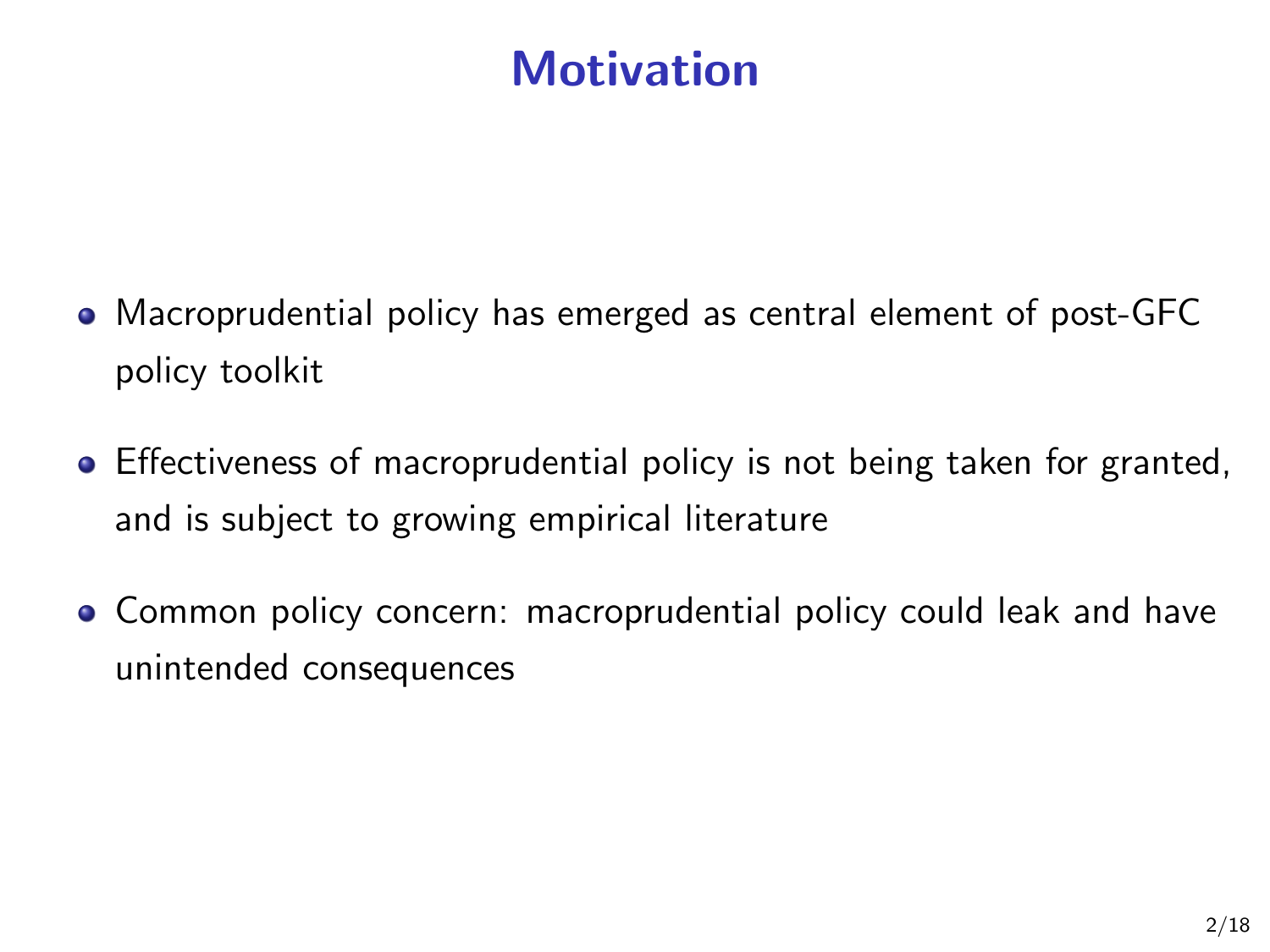# Motivation

- Macroprudential policy has emerged as central element of post-GFC policy toolkit
- Effectiveness of macroprudential policy is not being taken for granted, and is subject to growing empirical literature
- Common policy concern: macroprudential policy could leak and have unintended consequences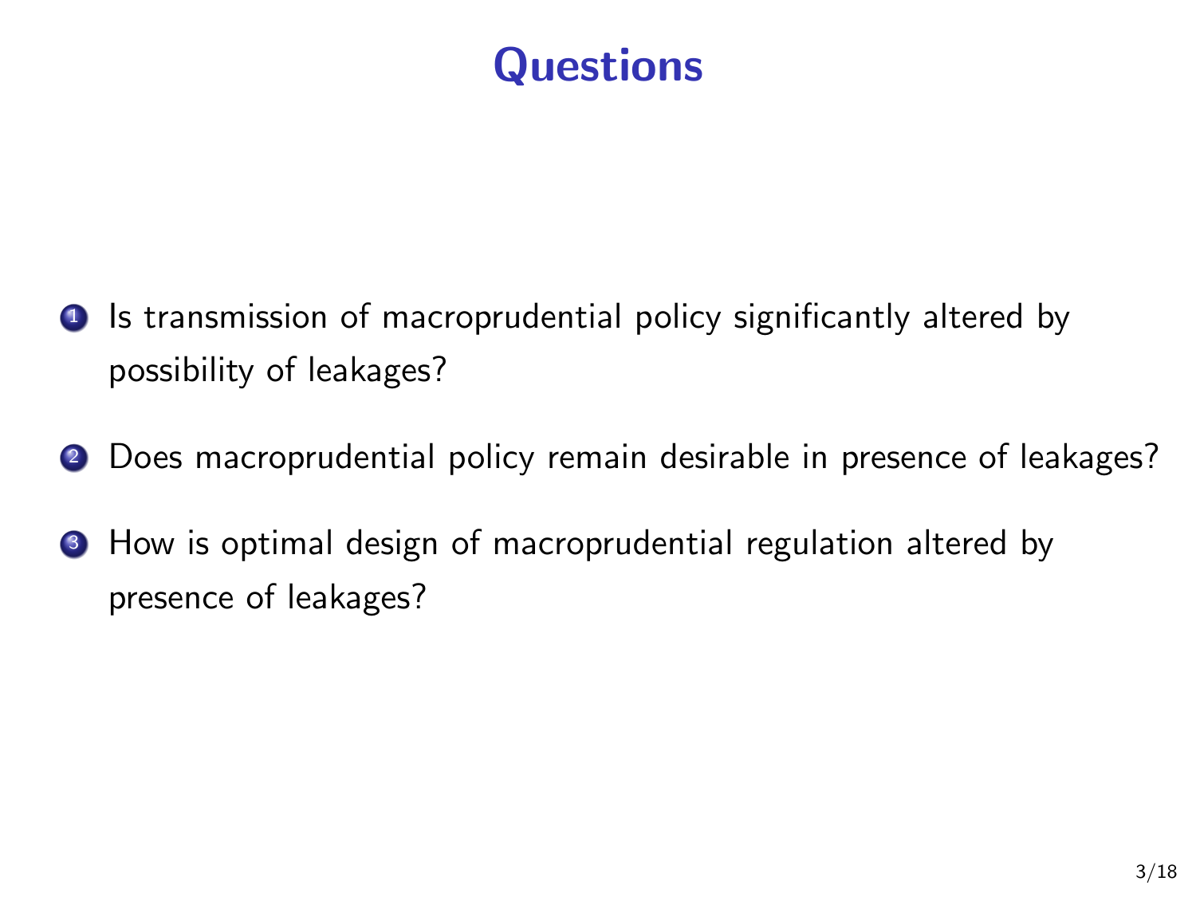# Questions

1. Is transmission of macroprudential policy significantly altered by possibility of leakages?
2. Does macroprudential policy remain desirable in presence of leakages?
3. How is optimal design of macroprudential regulation altered by presence of leakages?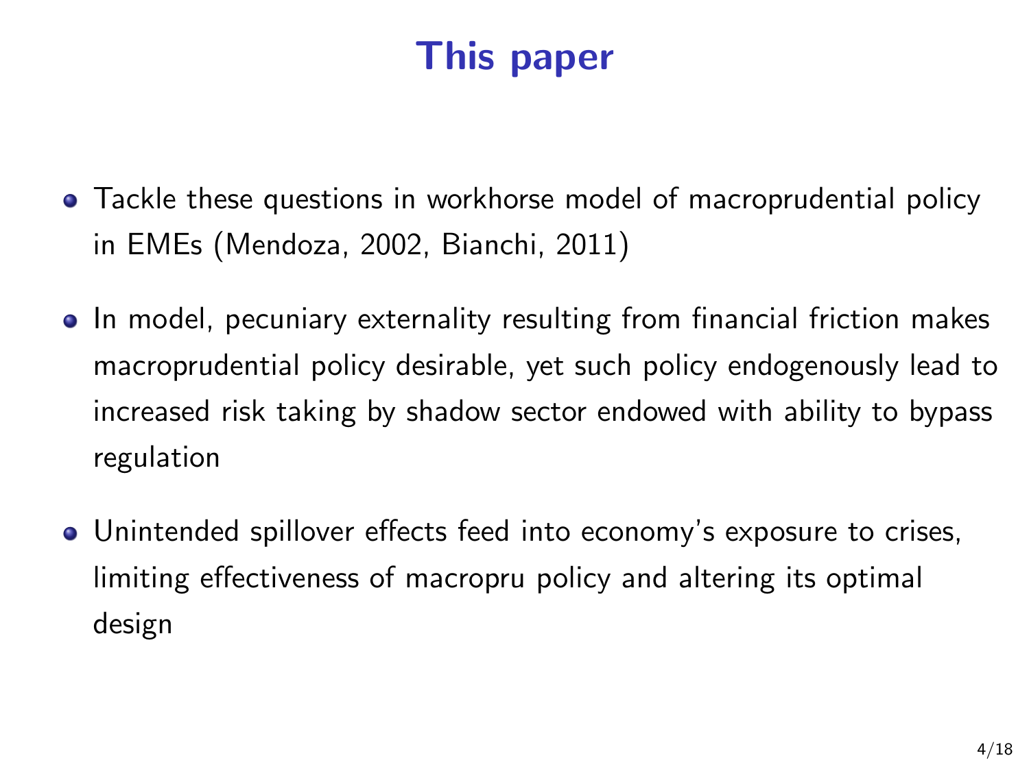# This paper

- Tackle these questions in workhorse model of macroprudential policy in EMEs (Mendoza, 2002, Bianchi, 2011)
- In model, pecuniary externality resulting from financial friction makes macroprudential policy desirable, yet such policy endogenously lead to increased risk taking by shadow sector endowed with ability to bypass regulation
- Unintended spillover effects feed into economy's exposure to crises, limiting effectiveness of macropru policy and altering its optimal design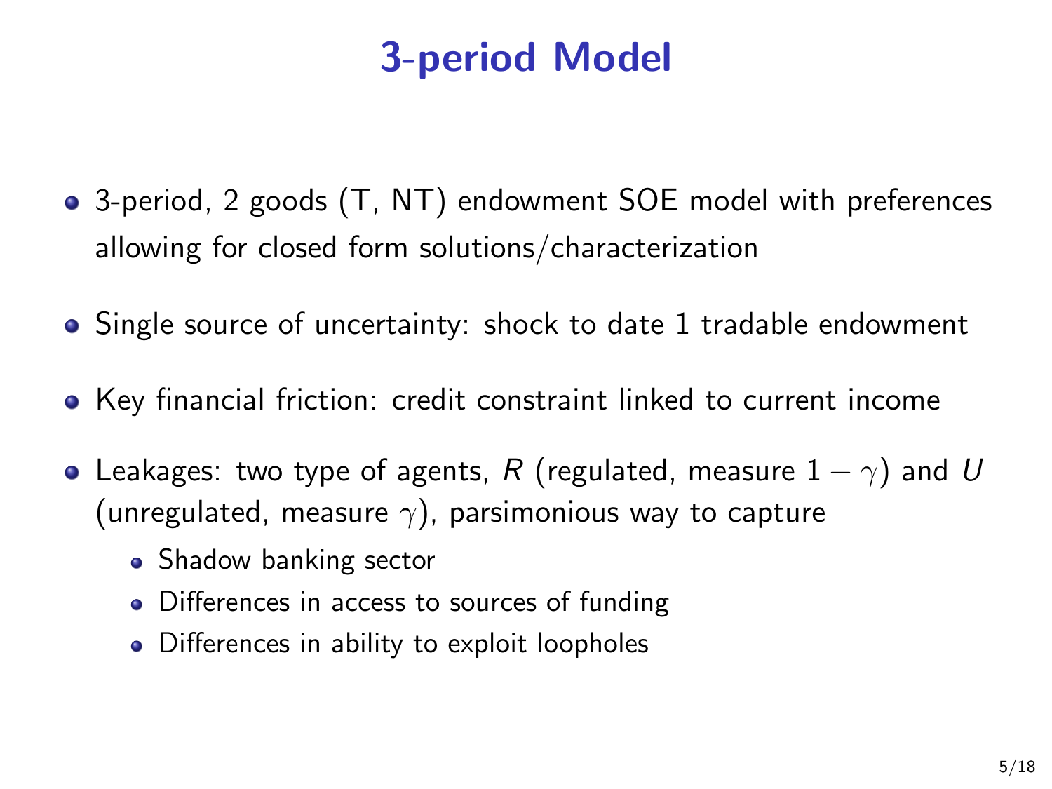# 3-period Model

- 3-period, 2 goods (T, NT) endowment SOE model with preferences allowing for closed form solutions/characterization
- Single source of uncertainty: shock to date 1 tradable endowment
- Key financial friction: credit constraint linked to current income
- Leakages: two type of agents, $R$ (regulated, measure $1-\gamma$) and $U$ (unregulated, measure $\gamma$), parsimonious way to capture
  - Shadow banking sector
  - Differences in access to sources of funding
  - Differences in ability to exploit loopholes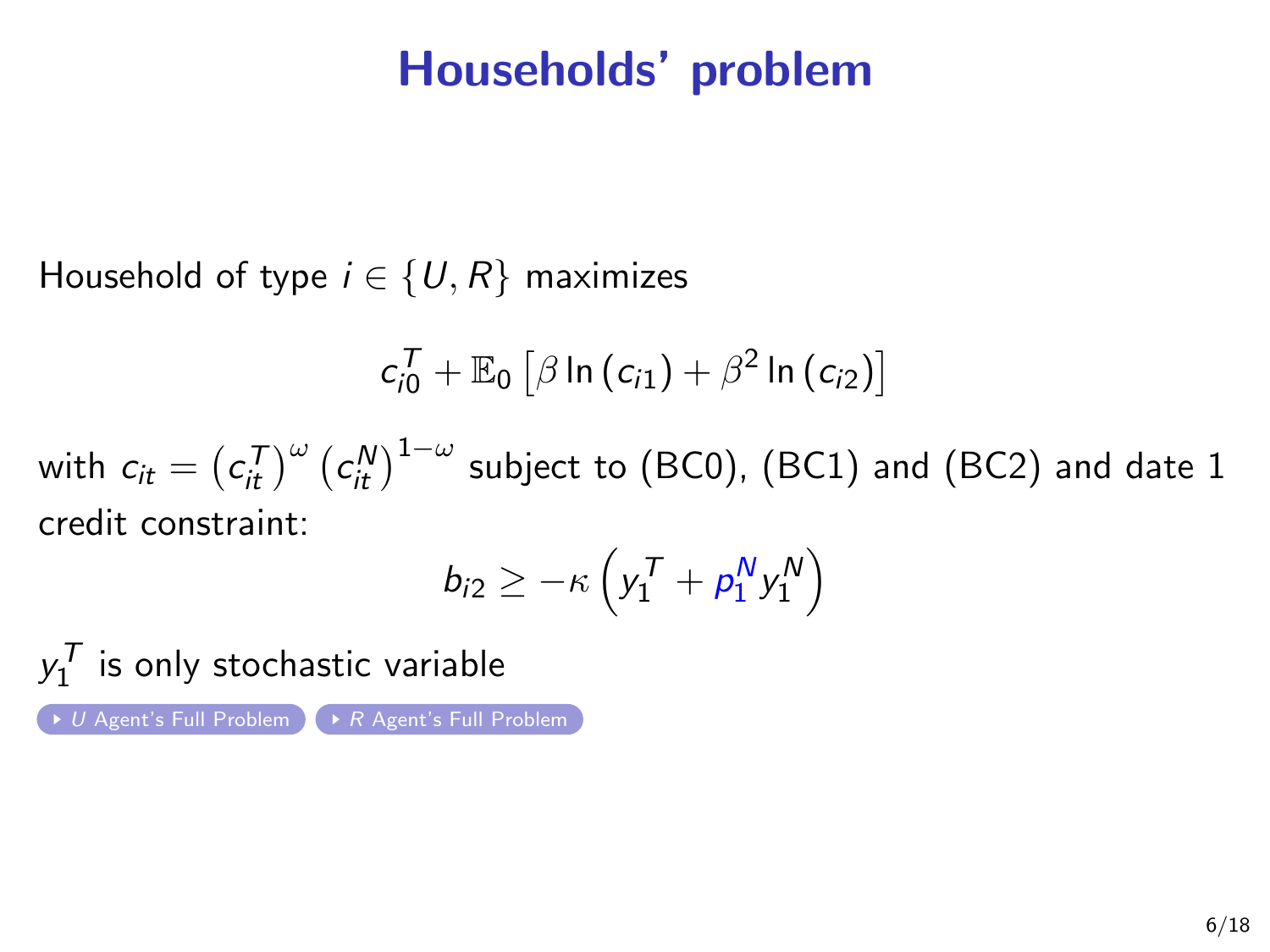# Households' problem

Household of type $i \in \{U, R\}$ maximizes

$$c_{i0}^{T} + \mathbb{E}_0 \left[ \beta \ln \left( c_{i1} \right) + \beta^2 \ln \left( c_{i2} \right) \right]$$

with $c_{it} = \left( c_{it}^{T} \right)^{\omega} \left( c_{it}^{N} \right)^{1-\omega}$ subject to (BC0), (BC1) and (BC2) and date 1 credit constraint:

$$b_{i2} \geq -\kappa \left( y_1^T + p_1^N y_1^N \right)$$

$y_1^T$ is only stochastic variable

▸ $U$ Agent's Full Problem ▸ $R$ Agent's Full Problem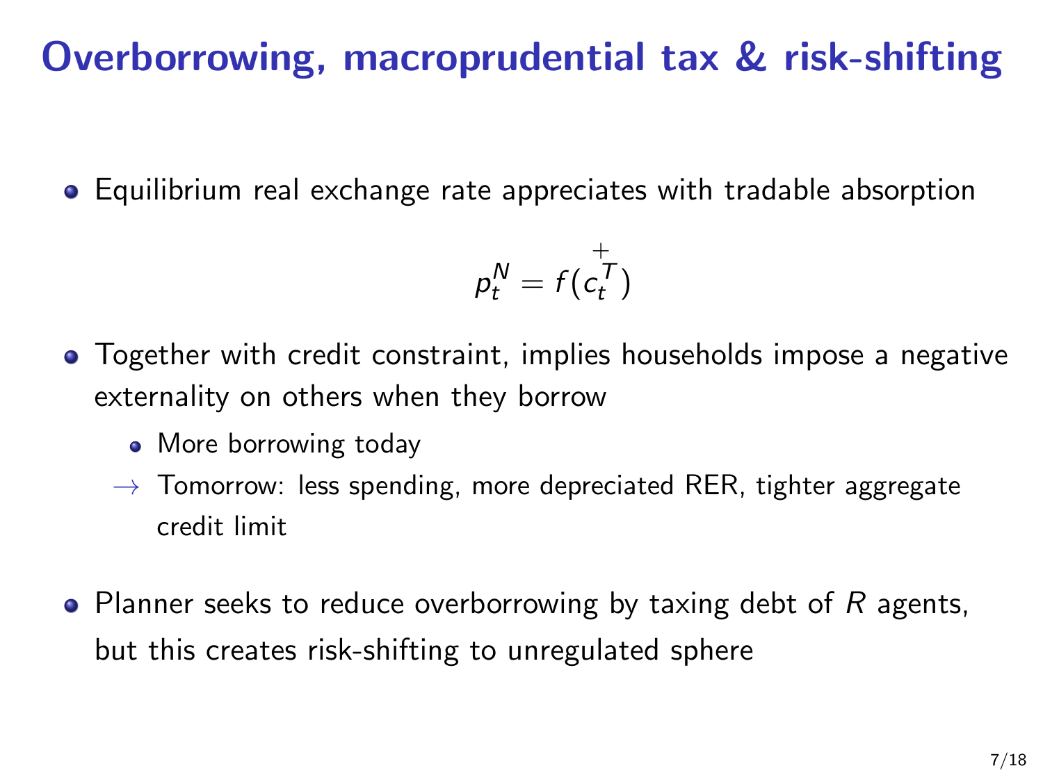# Overborrowing, macroprudential tax & risk-shifting

- Equilibrium real exchange rate appreciates with tradable absorption

$$p_t^N = f(\overset{+}{c_t^T})$$

- Together with credit constraint, implies households impose a negative externality on others when they borrow
  - More borrowing today
  - → Tomorrow: less spending, more depreciated RER, tighter aggregate credit limit

- Planner seeks to reduce overborrowing by taxing debt of $R$ agents, but this creates risk-shifting to unregulated sphere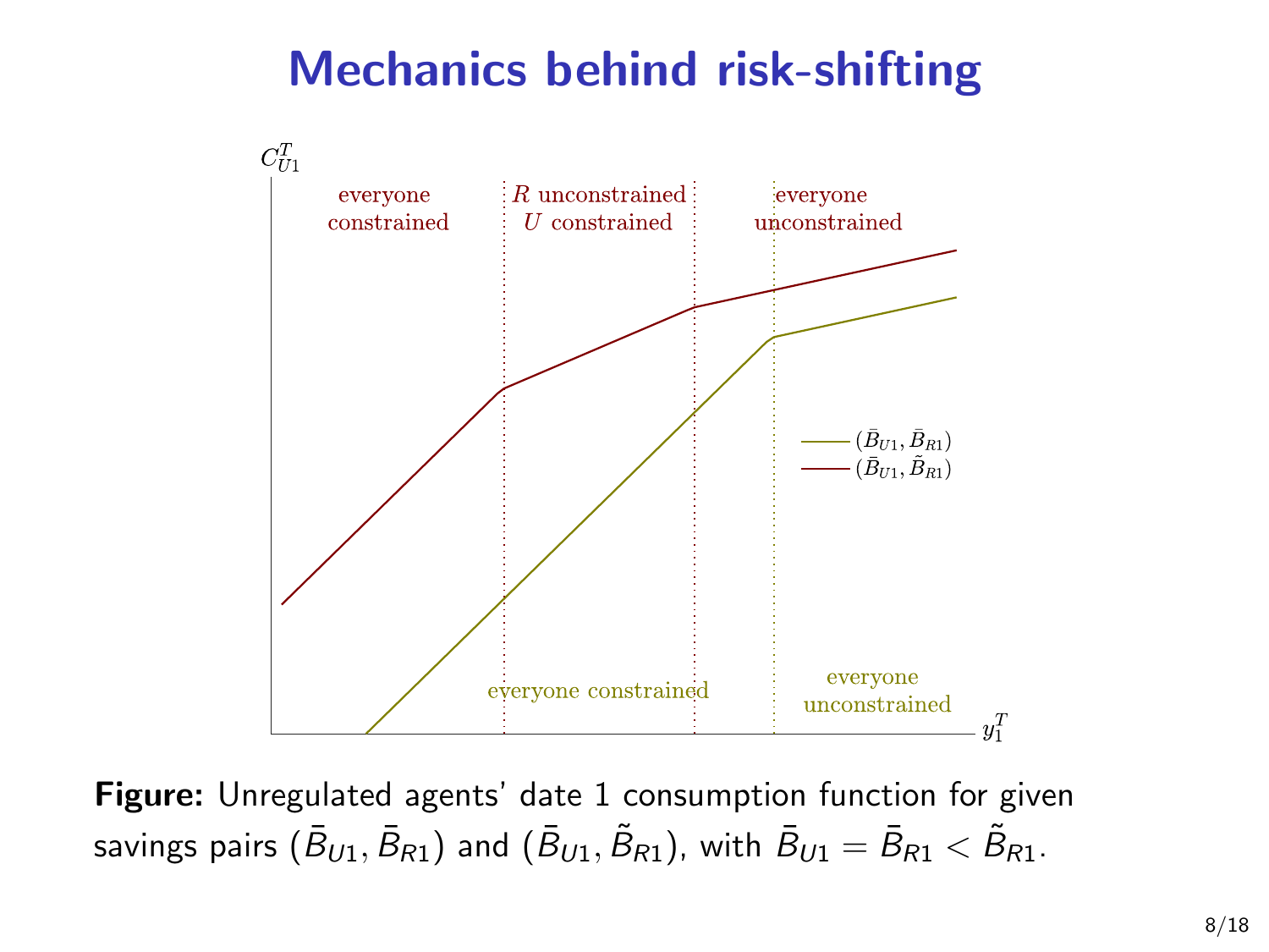# Mechanics behind risk-shifting

$C^T_{U1}$

everyone constrained | $R$ unconstrained $U$ constrained | everyone unconstrained

$(\bar{B}_{U1}, \bar{B}_{R1})$

$(\bar{B}_{U1}, \tilde{B}_{R1})$

everyone constrained | everyone unconstrained

$y^T_1$

**Figure:** Unregulated agents' date 1 consumption function for given savings pairs $(\bar{B}_{U1}, \bar{B}_{R1})$ and $(\bar{B}_{U1}, \tilde{B}_{R1})$, with $\bar{B}_{U1} = \bar{B}_{R1} < \tilde{B}_{R1}$.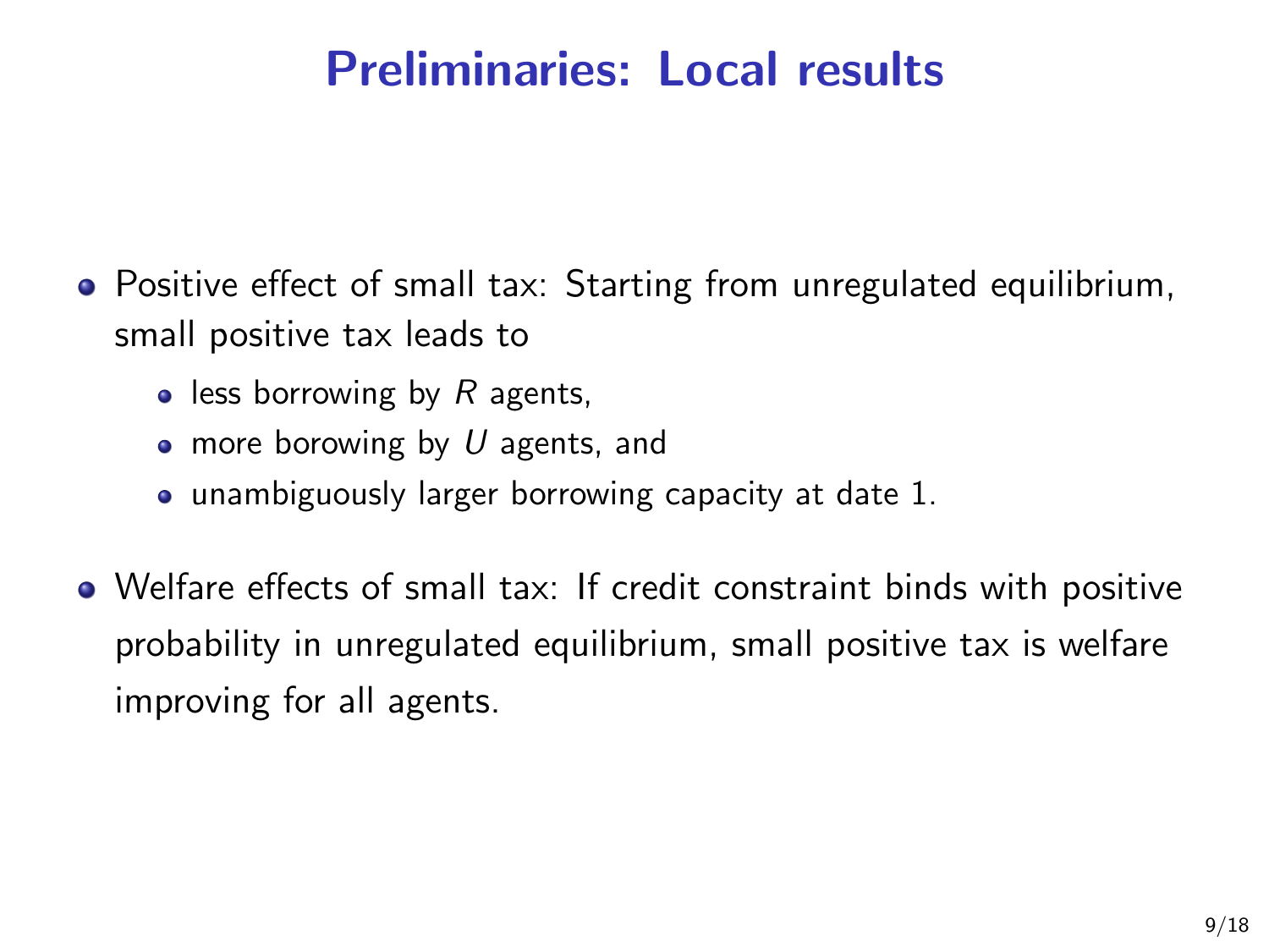# Preliminaries: Local results

- Positive effect of small tax: Starting from unregulated equilibrium, small positive tax leads to
  - less borrowing by $R$ agents,
  - more borowing by $U$ agents, and
  - unambiguously larger borrowing capacity at date 1.
- Welfare effects of small tax: If credit constraint binds with positive probability in unregulated equilibrium, small positive tax is welfare improving for all agents.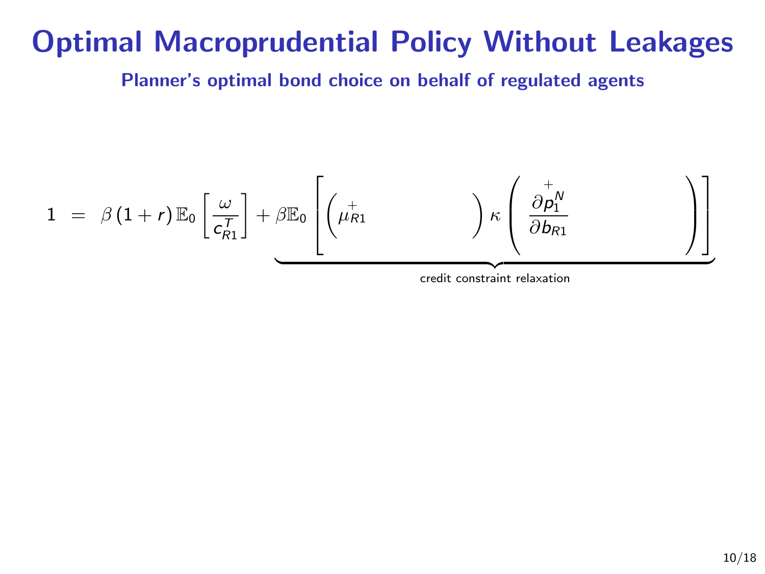# Optimal Macroprudential Policy Without Leakages

**Planner's optimal bond choice on behalf of regulated agents**

$$
1 \;=\; \beta\left(1+r\right)\mathbb{E}_0\left[\frac{\omega}{c^T_{R1}}\right] + \underbrace{\beta\mathbb{E}_0\left[\left(\overset{+}{\mu}_{R1}\qquad\qquad\right)\kappa\left(\;\frac{\overset{+}{\partial p^N_1}}{\partial b_{R1}}\qquad\qquad\right)\right]}_{\text{credit constraint relaxation}}
$$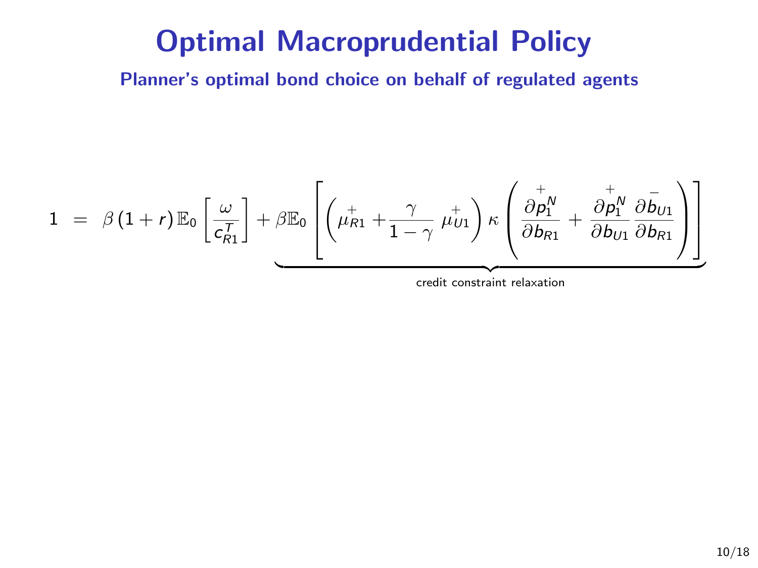# Optimal Macroprudential Policy

**Planner's optimal bond choice on behalf of regulated agents**

$$1 \;=\; \beta\left(1+r\right)\mathbb{E}_0\left[\frac{\omega}{c_{R1}^T}\right] + \underbrace{\beta\mathbb{E}_0\left[\left(\overset{+}{\mu}_{R1} + \frac{\gamma}{1-\gamma}\;\overset{+}{\mu}_{U1}\right)\kappa\left(\frac{\partial \overset{+}{p_1^N}}{\partial b_{R1}} + \frac{\partial \overset{+}{p_1^N}}{\partial b_{U1}}\frac{\partial \overset{-}{b}_{U1}}{\partial b_{R1}}\right)\right]}_{\text{credit constraint relaxation}}$$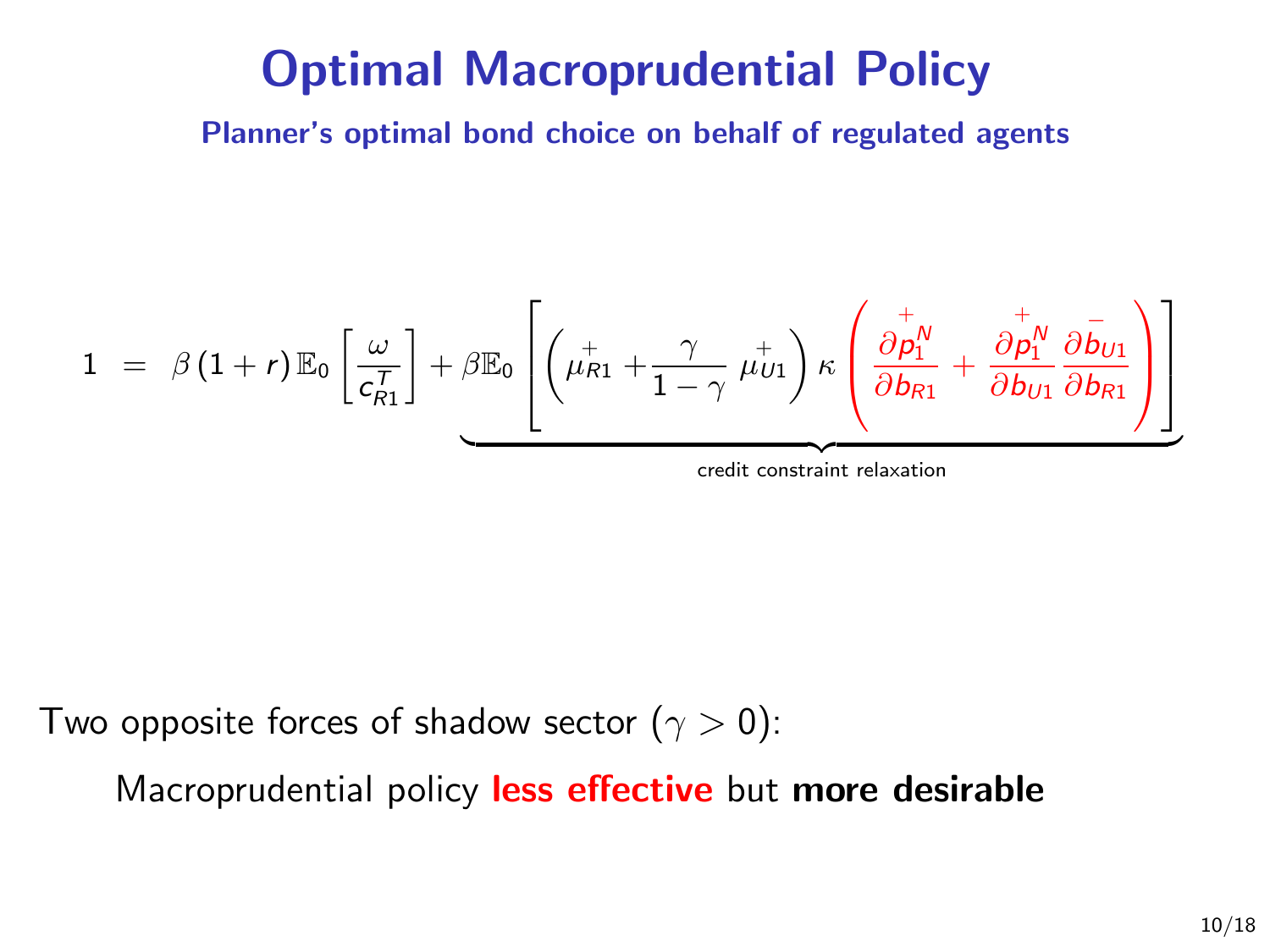# Optimal Macroprudential Policy

**Planner's optimal bond choice on behalf of regulated agents**

$$1 \;=\; \beta\left(1+r\right)\mathbb{E}_0\left[\frac{\omega}{c^T_{R1}}\right] + \underbrace{\beta\mathbb{E}_0\left[\left(\overset{+}{\mu}_{R1} + \frac{\gamma}{1-\gamma}\,\overset{+}{\mu}_{U1}\right)\kappa\left(\frac{\partial \overset{+}{p^N_1}}{\partial b_{R1}} + \frac{\partial \overset{+}{p^N_1}}{\partial b_{U1}}\,\frac{\partial \overset{-}{b_{U1}}}{\partial b_{R1}}\right)\right]}_{\text{credit constraint relaxation}}$$

Two opposite forces of shadow sector ($\gamma > 0$):

Macroprudential policy **less effective** but **more desirable**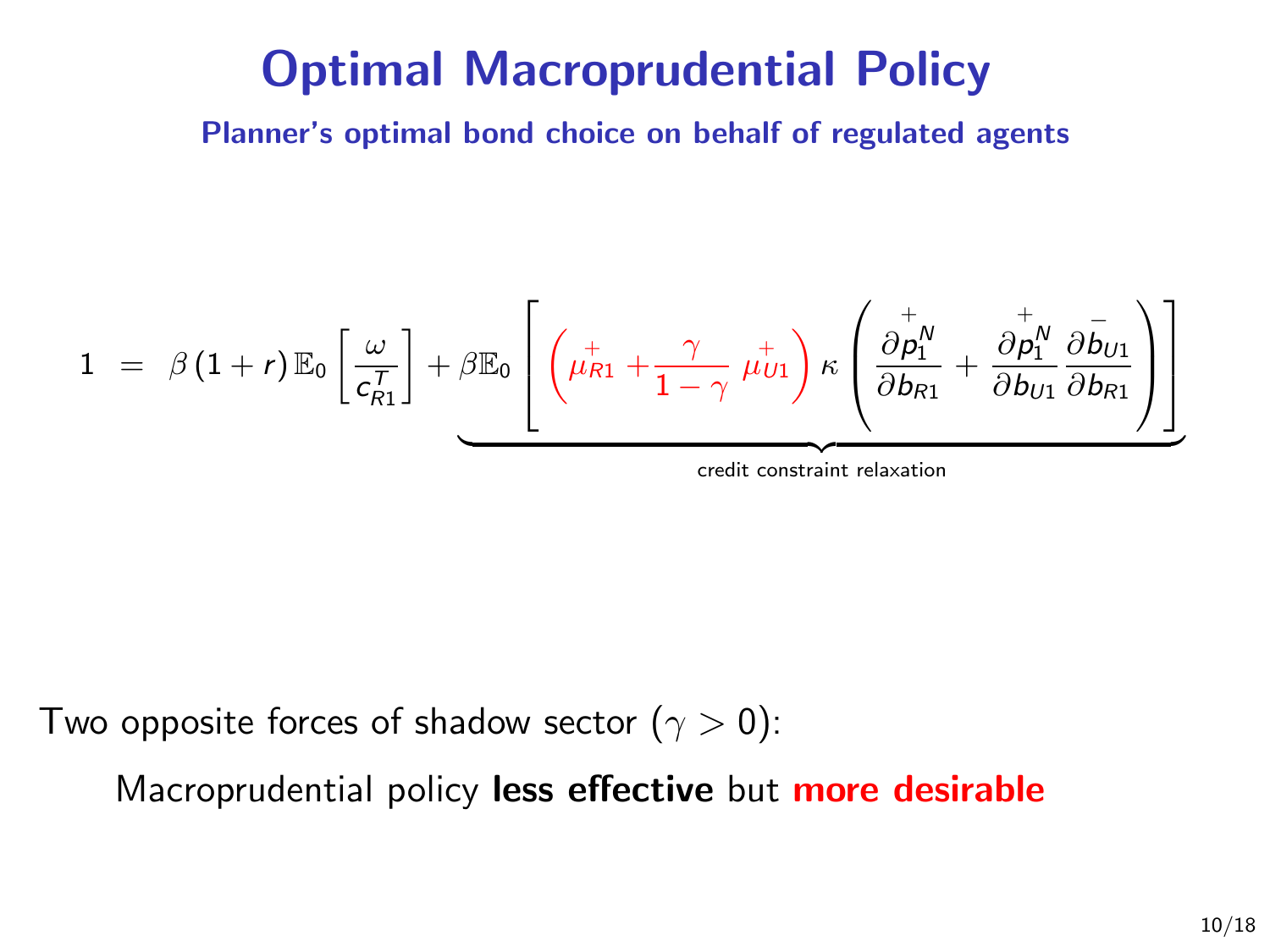# Optimal Macroprudential Policy

**Planner's optimal bond choice on behalf of regulated agents**

$$1 \;=\; \beta\,(1+r)\,\mathbb{E}_0\left[\frac{\omega}{c^T_{R1}}\right] + \underbrace{\beta\mathbb{E}_0\left[\left(\overset{+}{\mu}_{R1} + \frac{\gamma}{1-\gamma}\,\overset{+}{\mu}_{U1}\right)\kappa\left(\frac{\partial \overset{+}{p^N_1}}{\partial b_{R1}} + \frac{\partial \overset{+}{p^N_1}}{\partial b_{U1}}\,\frac{\partial \overset{-}{b}_{U1}}{\partial b_{R1}}\right)\right]}_{\text{credit constraint relaxation}}$$

Two opposite forces of shadow sector ($\gamma > 0$):

Macroprudential policy **less effective** but **more desirable**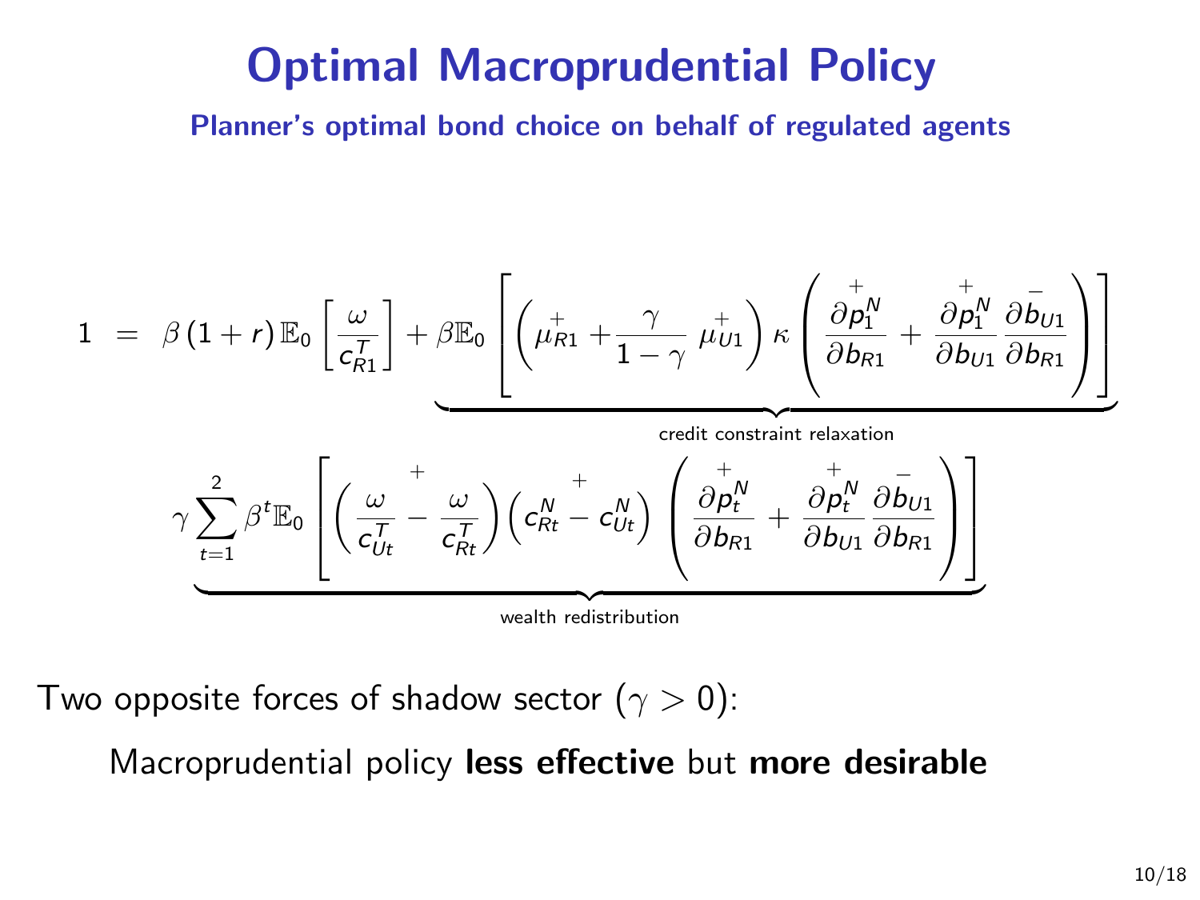# Optimal Macroprudential Policy

**Planner's optimal bond choice on behalf of regulated agents**

$$
1 \;=\; \beta\left(1+r\right)\mathbb{E}_0\left[\frac{\omega}{c_{R1}^T}\right] + \underbrace{\beta\mathbb{E}_0\left[\left(\overset{+}{\mu_{R1}} + \frac{\gamma}{1-\gamma}\,\overset{+}{\mu_{U1}}\right)\kappa\left(\frac{\partial \overset{+}{p_1^N}}{\partial b_{R1}} + \frac{\partial \overset{+}{p_1^N}}{\partial b_{U1}}\frac{\partial \overset{-}{b_{U1}}}{\partial b_{R1}}\right)\right]}_{\text{credit constraint relaxation}}
$$

$$
\underbrace{\gamma\sum_{t=1}^{2}\beta^t\mathbb{E}_0\left[\left(\frac{\omega}{c_{Ut}^T}\overset{+}{-}\frac{\omega}{c_{Rt}^T}\right)\left(c_{Rt}^N\overset{+}{-}c_{Ut}^N\right)\left(\frac{\partial \overset{+}{p_t^N}}{\partial b_{R1}} + \frac{\partial \overset{+}{p_t^N}}{\partial b_{U1}}\frac{\partial \overset{-}{b_{U1}}}{\partial b_{R1}}\right)\right]}_{\text{wealth redistribution}}
$$

Two opposite forces of shadow sector ($\gamma > 0$):

Macroprudential policy **less effective** but **more desirable**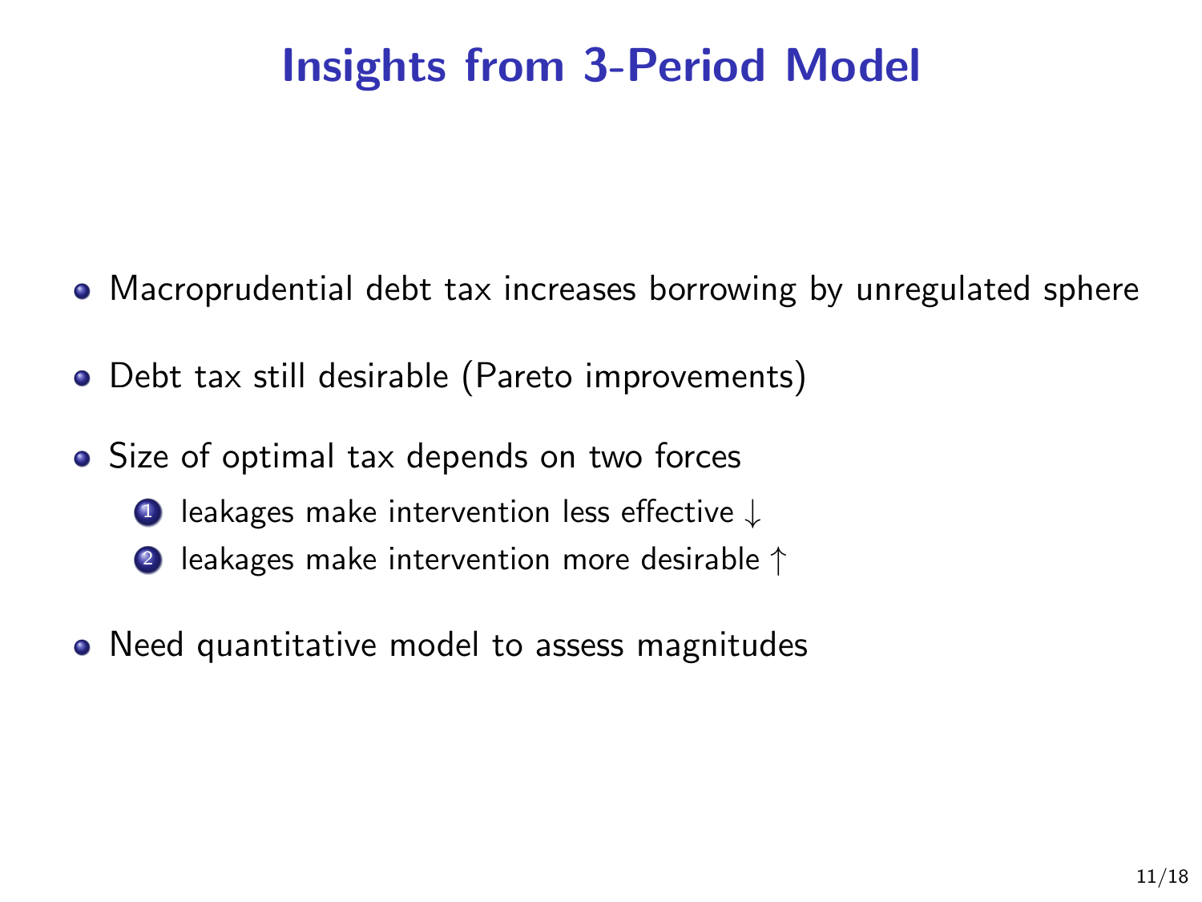# Insights from 3-Period Model

- Macroprudential debt tax increases borrowing by unregulated sphere
- Debt tax still desirable (Pareto improvements)
- Size of optimal tax depends on two forces
  1. leakages make intervention less effective $\downarrow$
  2. leakages make intervention more desirable $\uparrow$
- Need quantitative model to assess magnitudes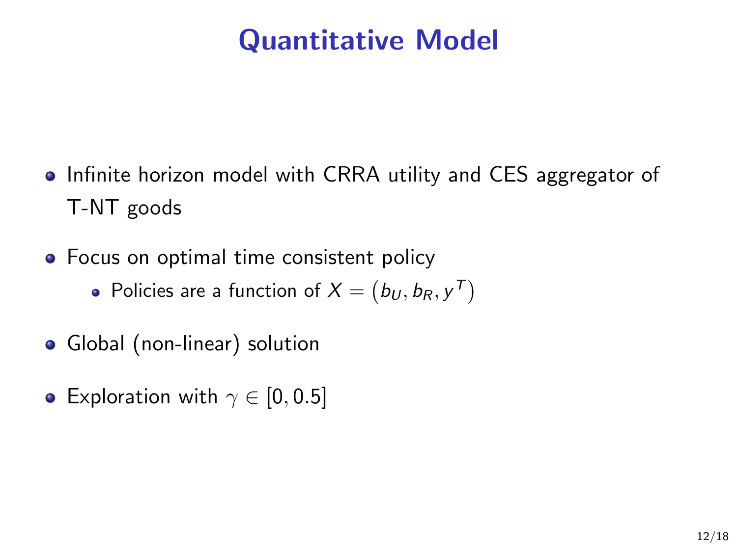# Quantitative Model

- Infinite horizon model with CRRA utility and CES aggregator of T-NT goods
- Focus on optimal time consistent policy
  - Policies are a function of $X = \left(b_U, b_R, y^T\right)$
- Global (non-linear) solution
- Exploration with $\gamma \in [0, 0.5]$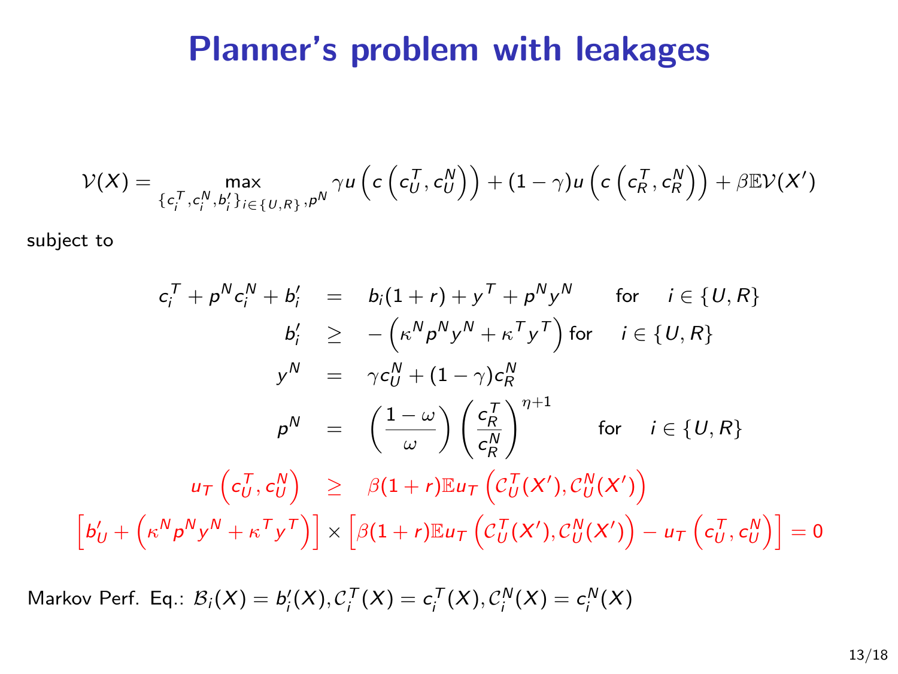# Planner's problem with leakages

$$\mathcal{V}(X) = \max_{\{c_i^T, c_i^N, b_i'\}_{i \in \{U,R\}}, p^N} \gamma u\left(c\left(c_U^T, c_U^N\right)\right) + (1-\gamma) u\left(c\left(c_R^T, c_R^N\right)\right) + \beta \mathbb{E} \mathcal{V}(X')$$

subject to

$$\begin{aligned}
c_i^T + p^N c_i^N + b_i' &= b_i(1+r) + y^T + p^N y^N \qquad \text{for} \quad i \in \{U, R\} \\
b_i' &\geq -\left(\kappa^N p^N y^N + \kappa^T y^T\right) \text{for} \quad i \in \{U, R\} \\
y^N &= \gamma c_U^N + (1-\gamma) c_R^N \\
p^N &= \left(\frac{1-\omega}{\omega}\right)\left(\frac{c_R^T}{c_R^N}\right)^{\eta+1} \qquad \text{for} \quad i \in \{U, R\} \\
u_T\left(c_U^T, c_U^N\right) &\geq \beta(1+r)\mathbb{E} u_T\left(\mathcal{C}_U^T(X'), \mathcal{C}_U^N(X')\right)
\end{aligned}$$

$$\left[b_U' + \left(\kappa^N p^N y^N + \kappa^T y^T\right)\right] \times \left[\beta(1+r)\mathbb{E} u_T\left(\mathcal{C}_U^T(X'), \mathcal{C}_U^N(X')\right) - u_T\left(c_U^T, c_U^N\right)\right] = 0$$

Markov Perf. Eq.: $\mathcal{B}_i(X) = b_i'(X), \mathcal{C}_i^T(X) = c_i^T(X), \mathcal{C}_i^N(X) = c_i^N(X)$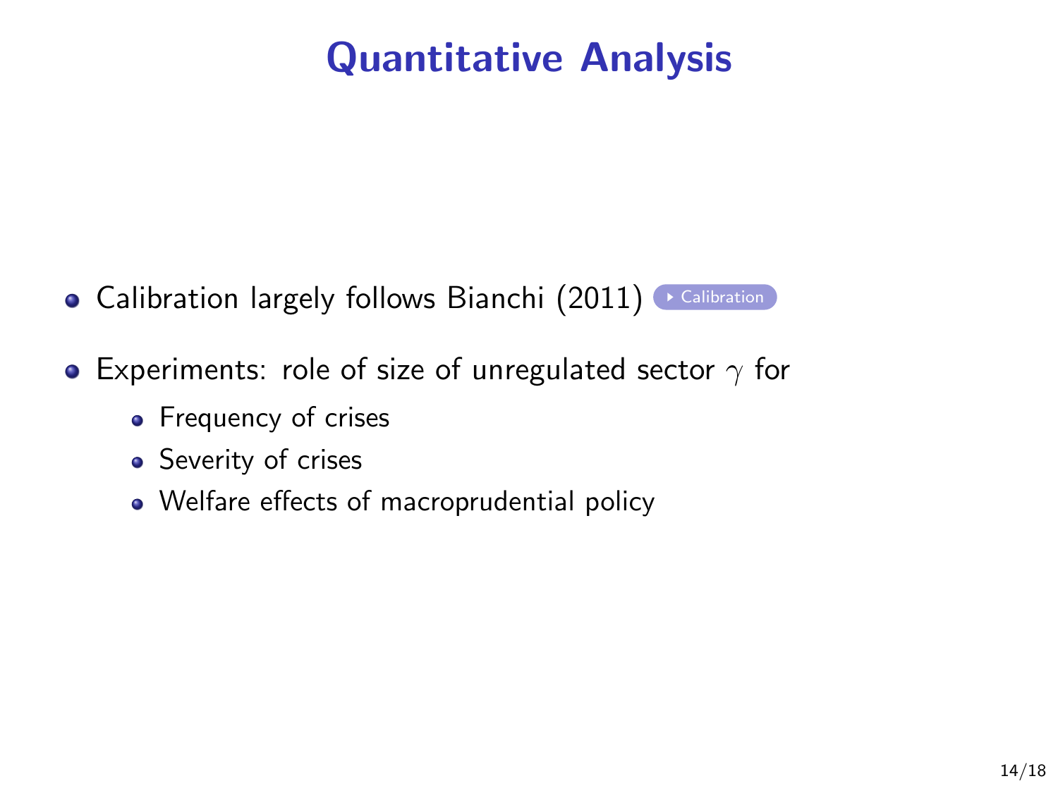# Quantitative Analysis

- Calibration largely follows Bianchi (2011) ▸ Calibration
- Experiments: role of size of unregulated sector $\gamma$ for
  - Frequency of crises
  - Severity of crises
  - Welfare effects of macroprudential policy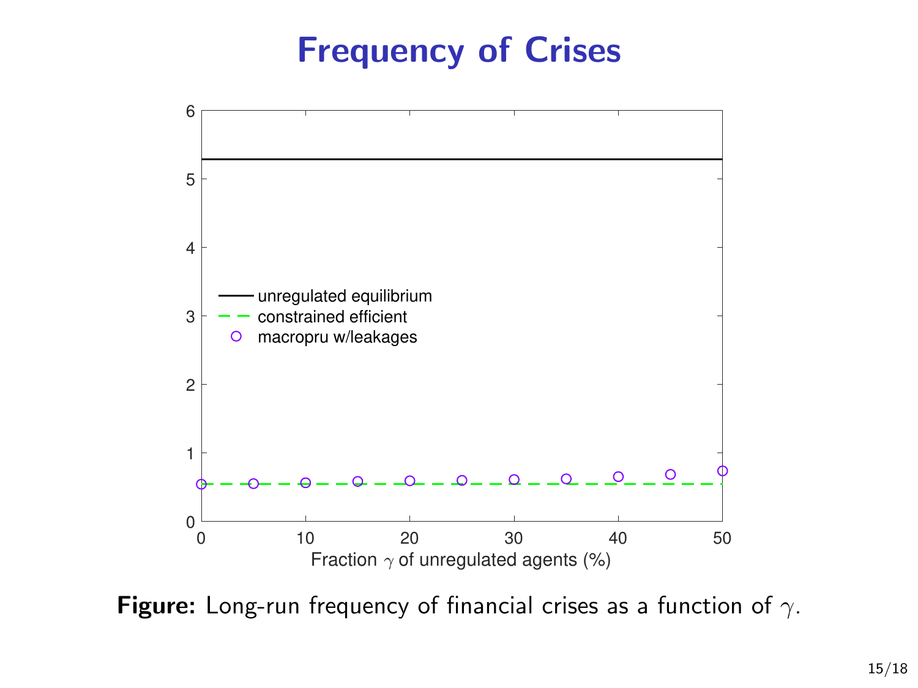# Frequency of Crises

**Figure:** Long-run frequency of financial crises as a function of $\gamma$.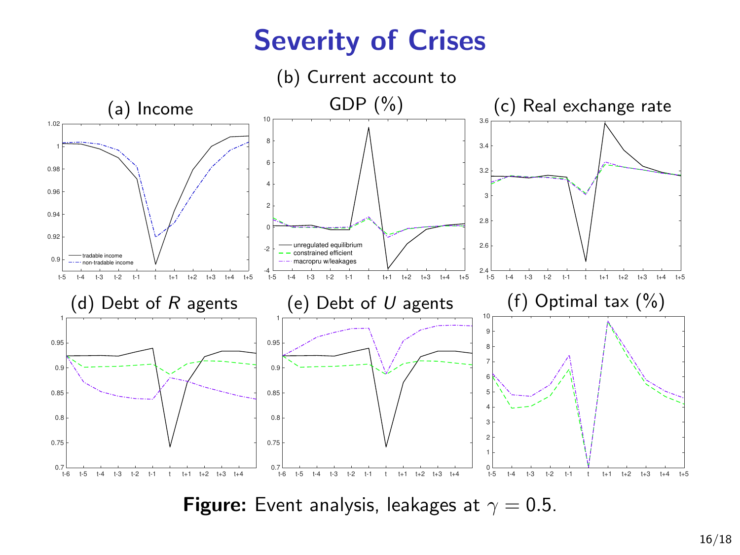# Severity of Crises

(a) Income

(b) Current account to GDP (%)

(c) Real exchange rate

(d) Debt of $R$ agents

(e) Debt of $U$ agents

(f) Optimal tax (%)

**Figure:** Event analysis, leakages at $\gamma = 0.5$.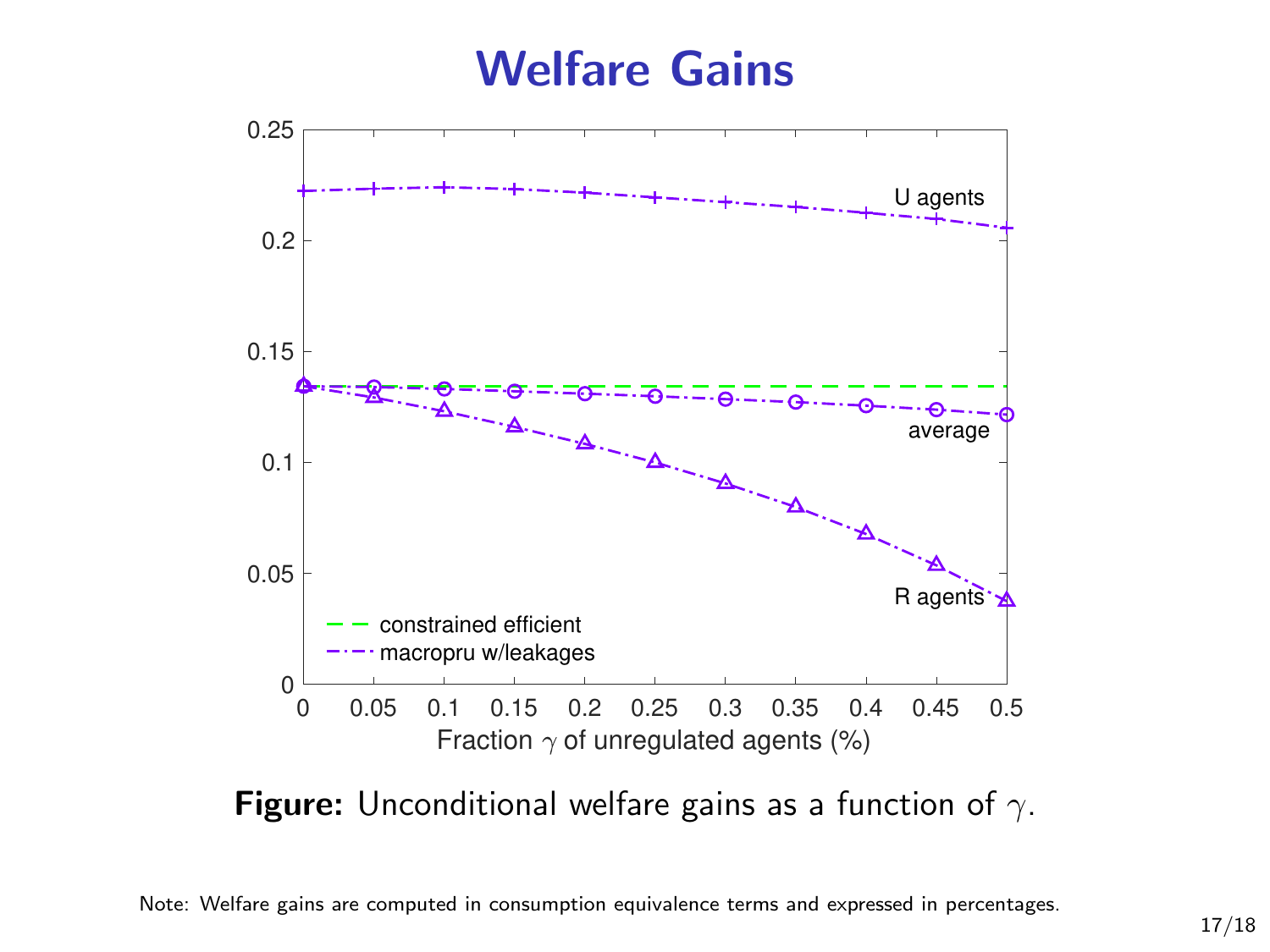# Welfare Gains

**Figure:** Unconditional welfare gains as a function of $\gamma$.

Note: Welfare gains are computed in consumption equivalence terms and expressed in percentages.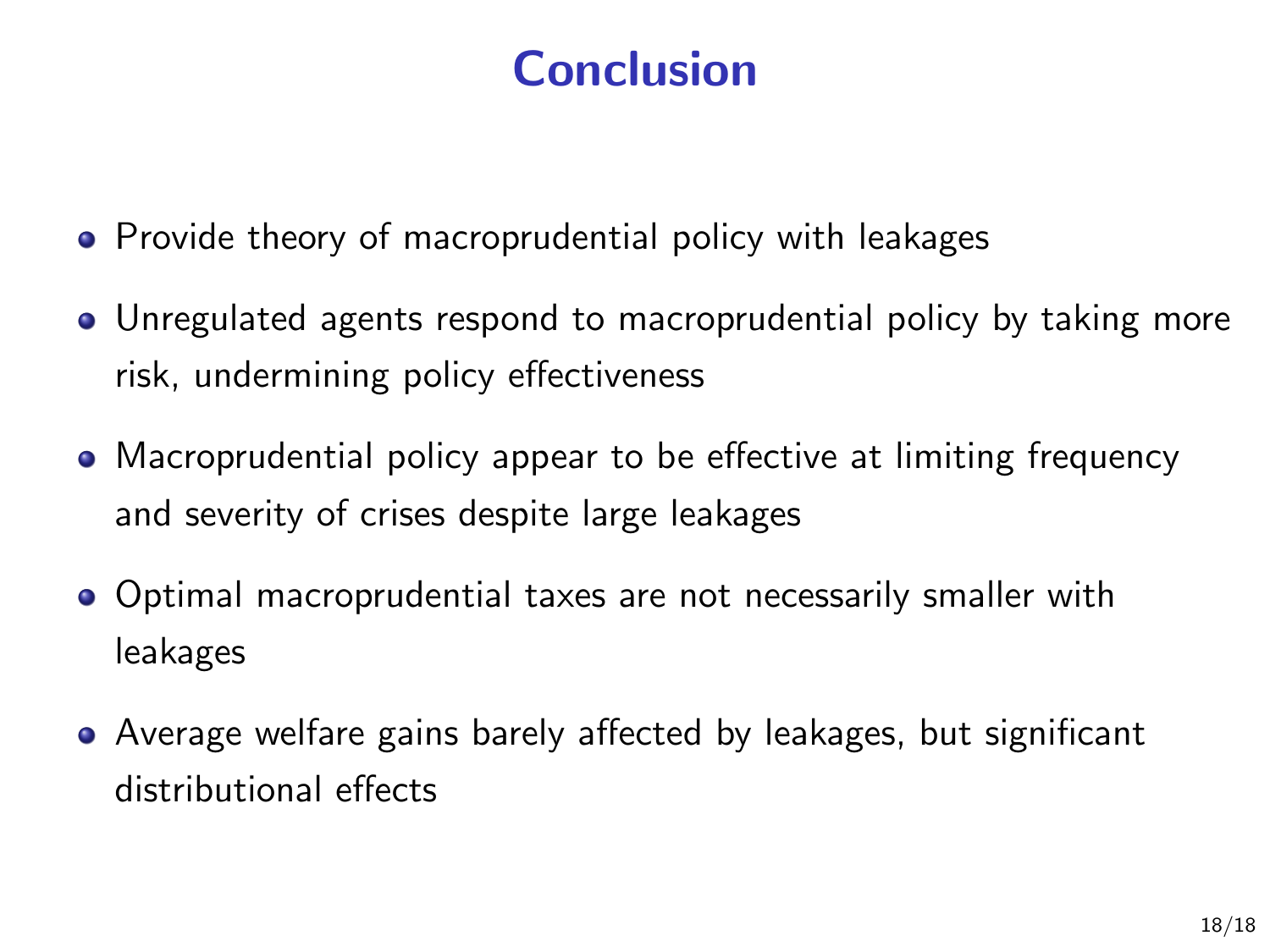# Conclusion

- Provide theory of macroprudential policy with leakages
- Unregulated agents respond to macroprudential policy by taking more risk, undermining policy effectiveness
- Macroprudential policy appear to be effective at limiting frequency and severity of crises despite large leakages
- Optimal macroprudential taxes are not necessarily smaller with leakages
- Average welfare gains barely affected by leakages, but significant distributional effects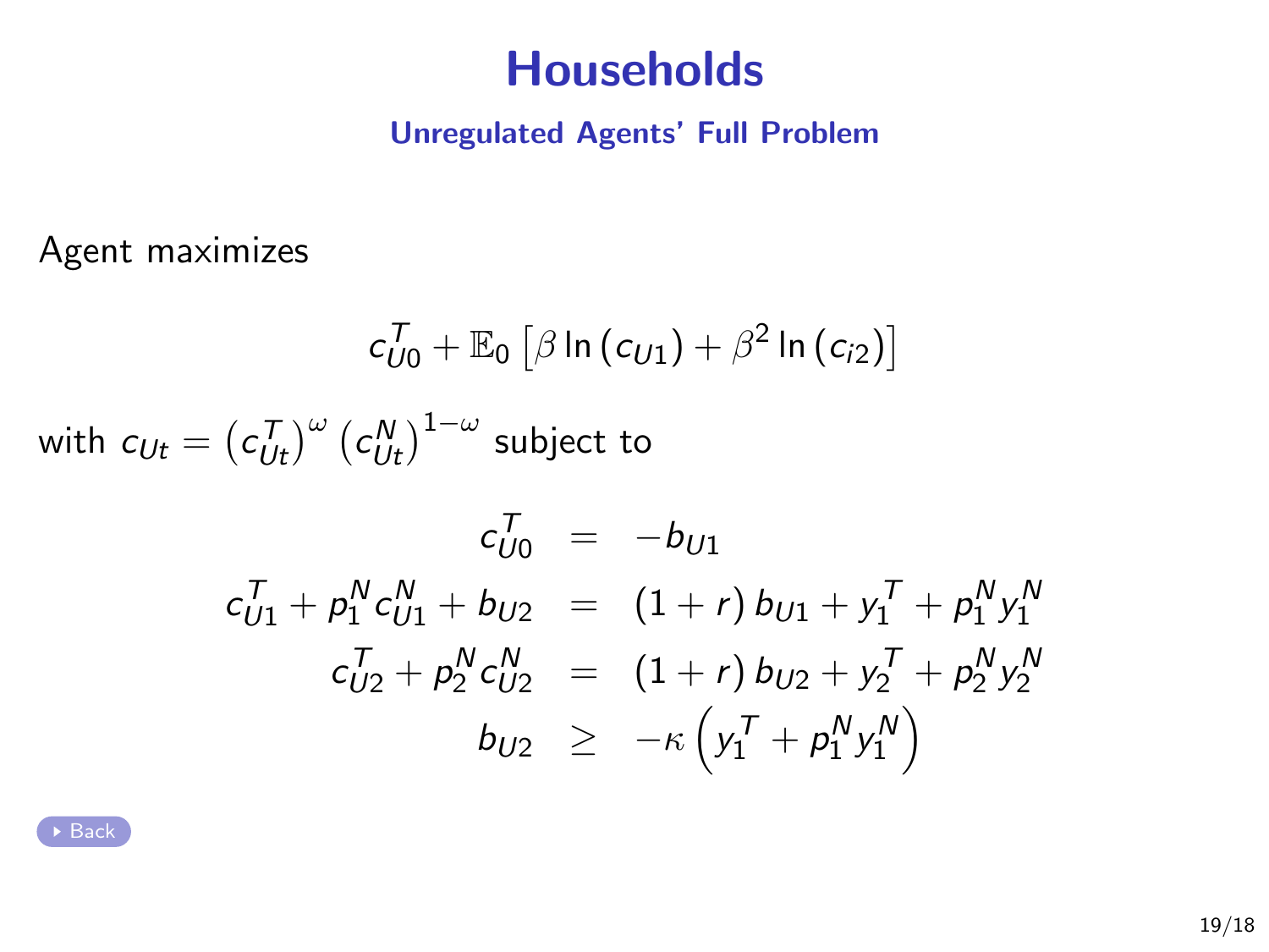# Households

## Unregulated Agents' Full Problem

Agent maximizes

$$c_{U0}^{T}+\mathbb{E}_0\left[\beta\ln\left(c_{U1}\right)+\beta^2\ln\left(c_{i2}\right)\right]$$

with $c_{Ut}=\left(c_{Ut}^{T}\right)^{\omega}\left(c_{Ut}^{N}\right)^{1-\omega}$ subject to

$$\begin{aligned}
c_{U0}^{T} &= -b_{U1} \\
c_{U1}^{T}+p_1^N c_{U1}^{N}+b_{U2} &= \left(1+r\right)b_{U1}+y_1^T+p_1^N y_1^N \\
c_{U2}^{T}+p_2^N c_{U2}^{N} &= \left(1+r\right)b_{U2}+y_2^T+p_2^N y_2^N \\
b_{U2} &\geq -\kappa\left(y_1^T+p_1^N y_1^N\right)
\end{aligned}$$

Back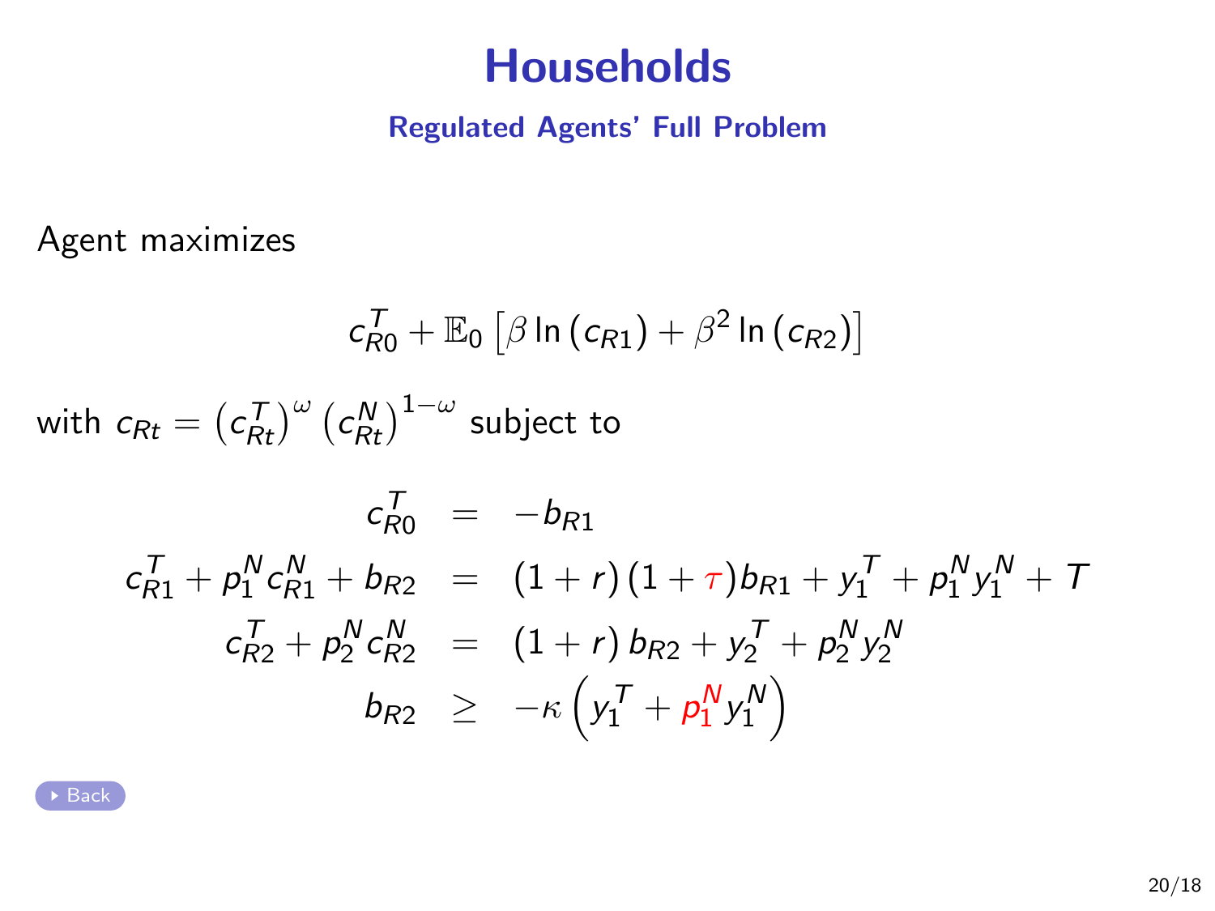# Households

## Regulated Agents' Full Problem

Agent maximizes

$$c_{R0}^{T} + \mathbb{E}_0 \left[ \beta \ln \left( c_{R1} \right) + \beta^2 \ln \left( c_{R2} \right) \right]$$

with $c_{Rt} = \left( c_{Rt}^{T} \right)^{\omega} \left( c_{Rt}^{N} \right)^{1-\omega}$ subject to

$$\begin{aligned}
c_{R0}^{T} &= -b_{R1} \\
c_{R1}^{T} + p_1^N c_{R1}^{N} + b_{R2} &= \left(1+r\right)\left(1+\tau\right) b_{R1} + y_1^T + p_1^N y_1^N + T \\
c_{R2}^{T} + p_2^N c_{R2}^{N} &= \left(1+r\right) b_{R2} + y_2^T + p_2^N y_2^N \\
b_{R2} &\geq -\kappa \left( y_1^T + p_1^N y_1^N \right)
\end{aligned}$$

Back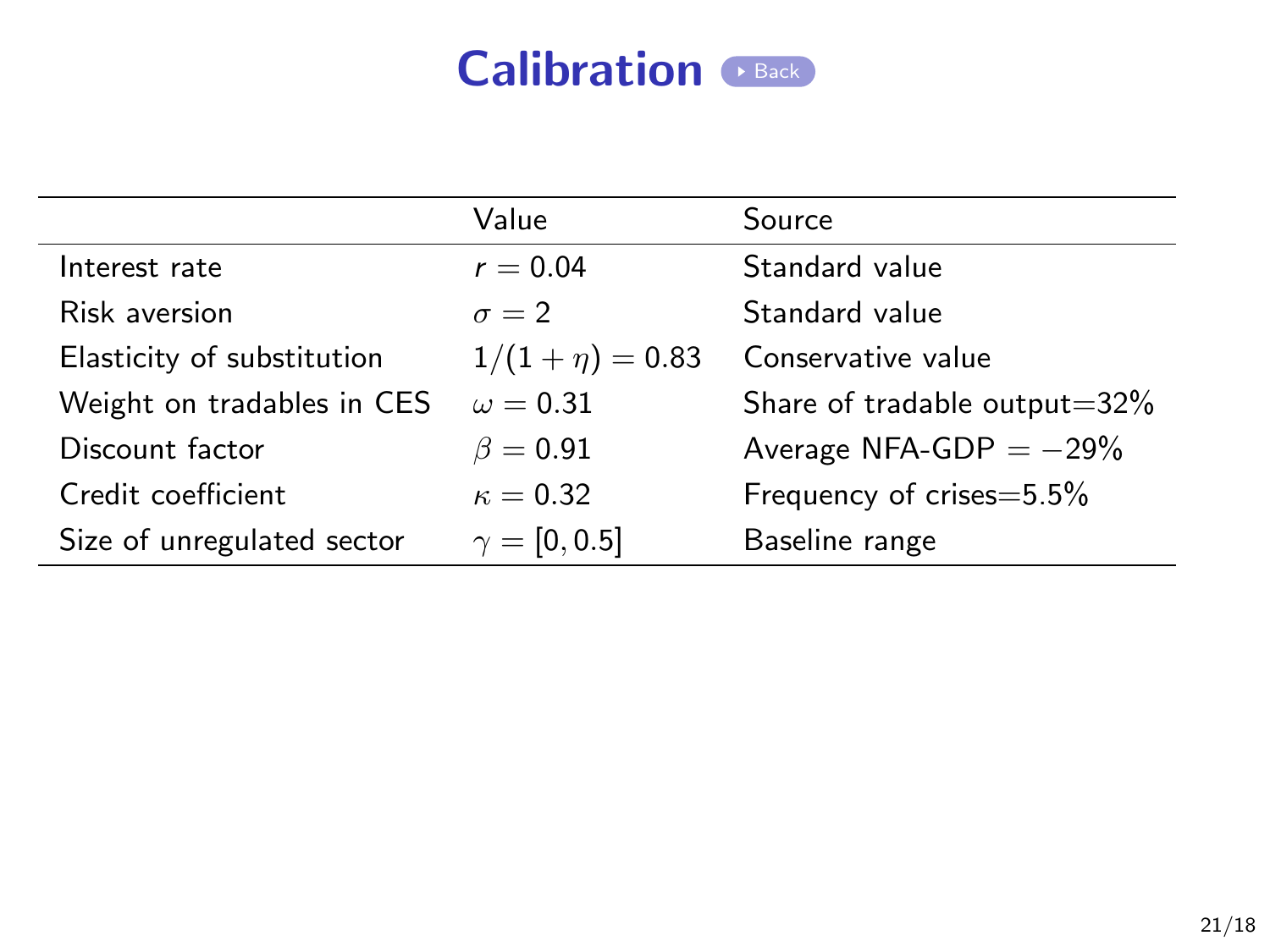# Calibration

Back

| | Value | Source |
|---|---|---|
| Interest rate | $r = 0.04$ | Standard value |
| Risk aversion | $\sigma = 2$ | Standard value |
| Elasticity of substitution | $1/(1+\eta) = 0.83$ | Conservative value |
| Weight on tradables in CES | $\omega = 0.31$ | Share of tradable output=32% |
| Discount factor | $\beta = 0.91$ | Average NFA-GDP $= -29\%$ |
| Credit coefficient | $\kappa = 0.32$ | Frequency of crises=5.5% |
| Size of unregulated sector | $\gamma = [0, 0.5]$ | Baseline range |